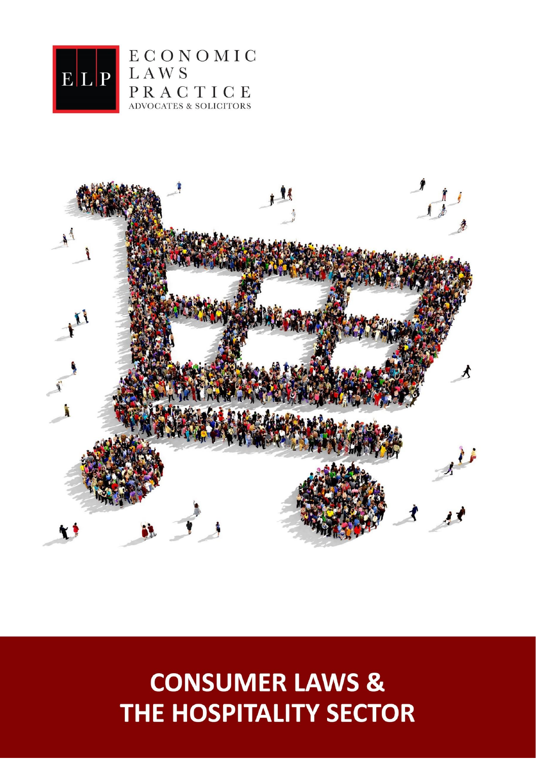ECONOMIC LAWS PRACTICE

ADVOCATES & SOLICITORS

# CONSUMER LAWS & THE HOSPITALITY SECTOR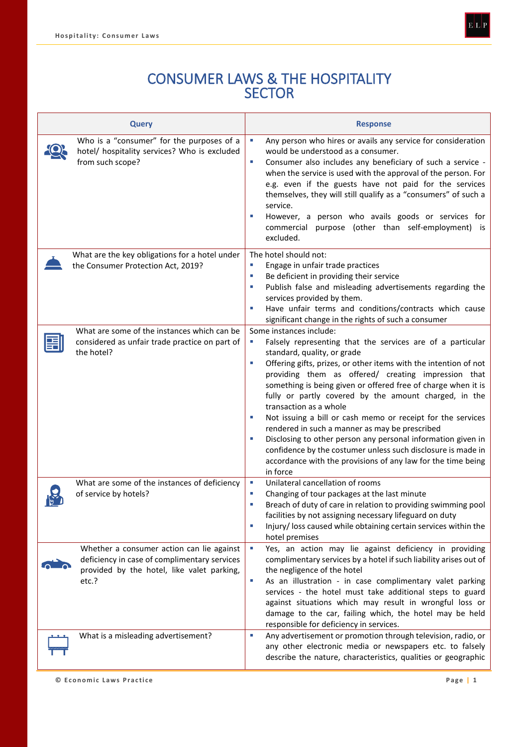# CONSUMER LAWS & THE HOSPITALITY SECTOR

| Query | Response |
|---|---|
| Who is a "consumer" for the purposes of a hotel/ hospitality services? Who is excluded from such scope? | ▪ Any person who hires or avails any service for consideration would be understood as a consumer.<br>▪ Consumer also includes any beneficiary of such a service - when the service is used with the approval of the person. For e.g. even if the guests have not paid for the services themselves, they will still qualify as a "consumers" of such a service.<br>▪ However, a person who avails goods or services for commercial purpose (other than self-employment) is excluded. |
| What are the key obligations for a hotel under the Consumer Protection Act, 2019? | The hotel should not:<br>▪ Engage in unfair trade practices<br>▪ Be deficient in providing their service<br>▪ Publish false and misleading advertisements regarding the services provided by them.<br>▪ Have unfair terms and conditions/contracts which cause significant change in the rights of such a consumer |
| What are some of the instances which can be considered as unfair trade practice on part of the hotel? | Some instances include:<br>▪ Falsely representing that the services are of a particular standard, quality, or grade<br>▪ Offering gifts, prizes, or other items with the intention of not providing them as offered/ creating impression that something is being given or offered free of charge when it is fully or partly covered by the amount charged, in the transaction as a whole<br>▪ Not issuing a bill or cash memo or receipt for the services rendered in such a manner as may be prescribed<br>▪ Disclosing to other person any personal information given in confidence by the costumer unless such disclosure is made in accordance with the provisions of any law for the time being in force |
| What are some of the instances of deficiency of service by hotels? | ▪ Unilateral cancellation of rooms<br>▪ Changing of tour packages at the last minute<br>▪ Breach of duty of care in relation to providing swimming pool facilities by not assigning necessary lifeguard on duty<br>▪ Injury/ loss caused while obtaining certain services within the hotel premises |
| Whether a consumer action can lie against deficiency in case of complimentary services provided by the hotel, like valet parking, etc.? | ▪ Yes, an action may lie against deficiency in providing complimentary services by a hotel if such liability arises out of the negligence of the hotel<br>▪ As an illustration - in case complimentary valet parking services - the hotel must take additional steps to guard against situations which may result in wrongful loss or damage to the car, failing which, the hotel may be held responsible for deficiency in services. |
| What is a misleading advertisement? | ▪ Any advertisement or promotion through television, radio, or any other electronic media or newspapers etc. to falsely describe the nature, characteristics, qualities or geographic |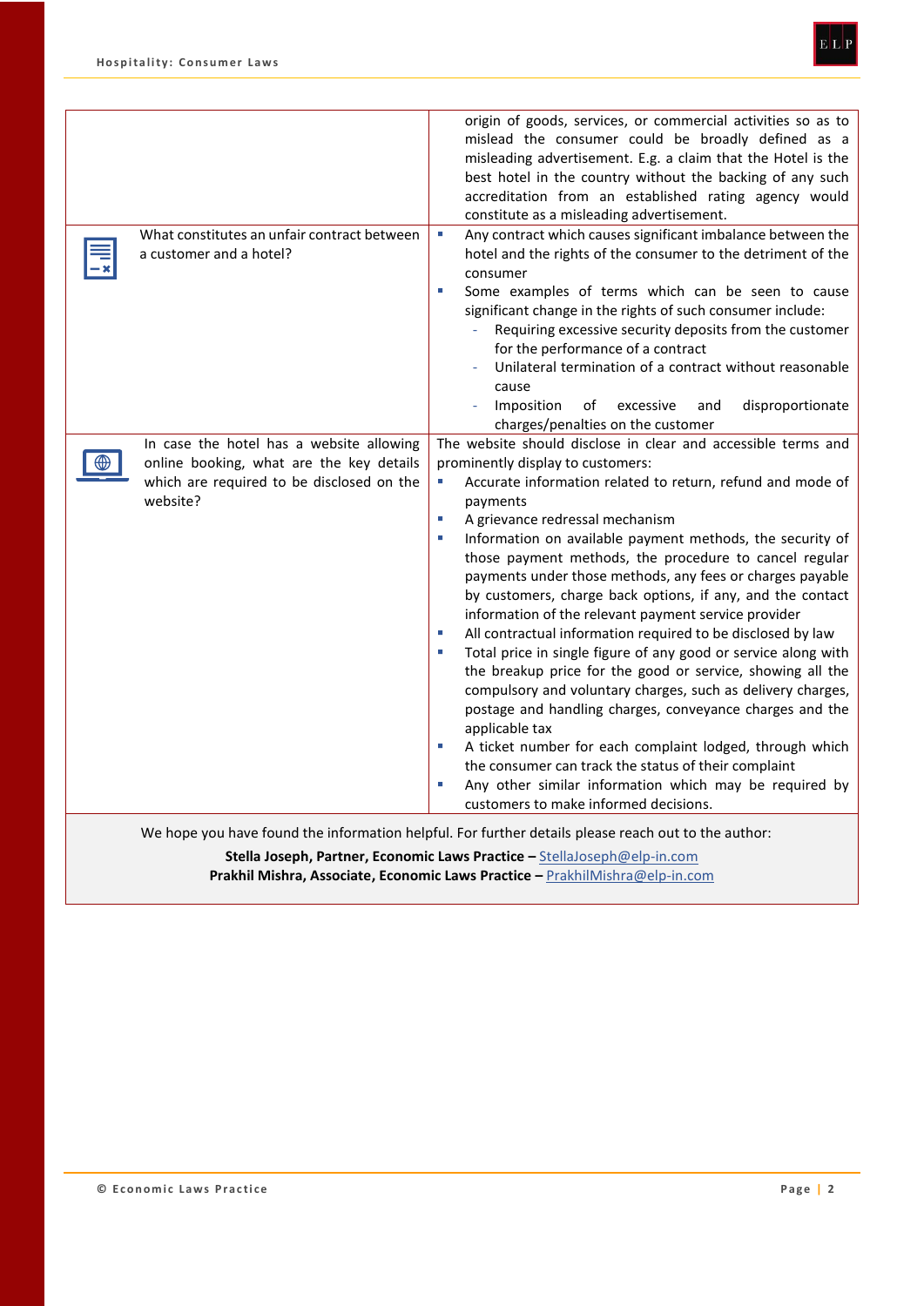| | | |
|---|---|---|
| | | origin of goods, services, or commercial activities so as to mislead the consumer could be broadly defined as a misleading advertisement. E.g. a claim that the Hotel is the best hotel in the country without the backing of any such accreditation from an established rating agency would constitute as a misleading advertisement. |
| | What constitutes an unfair contract between a customer and a hotel? | ▪ Any contract which causes significant imbalance between the hotel and the rights of the consumer to the detriment of the consumer<br>▪ Some examples of terms which can be seen to cause significant change in the rights of such consumer include:<br>- Requiring excessive security deposits from the customer for the performance of a contract<br>- Unilateral termination of a contract without reasonable cause<br>- Imposition of excessive and disproportionate charges/penalties on the customer |
| | In case the hotel has a website allowing online booking, what are the key details which are required to be disclosed on the website? | The website should disclose in clear and accessible terms and prominently display to customers:<br>▪ Accurate information related to return, refund and mode of payments<br>▪ A grievance redressal mechanism<br>▪ Information on available payment methods, the security of those payment methods, the procedure to cancel regular payments under those methods, any fees or charges payable by customers, charge back options, if any, and the contact information of the relevant payment service provider<br>▪ All contractual information required to be disclosed by law<br>▪ Total price in single figure of any good or service along with the breakup price for the good or service, showing all the compulsory and voluntary charges, such as delivery charges, postage and handling charges, conveyance charges and the applicable tax<br>▪ A ticket number for each complaint lodged, through which the consumer can track the status of their complaint<br>▪ Any other similar information which may be required by customers to make informed decisions. |

We hope you have found the information helpful. For further details please reach out to the author:

**Stella Joseph, Partner, Economic Laws Practice –** StellaJoseph@elp-in.com
**Prakhil Mishra, Associate, Economic Laws Practice –** PrakhilMishra@elp-in.com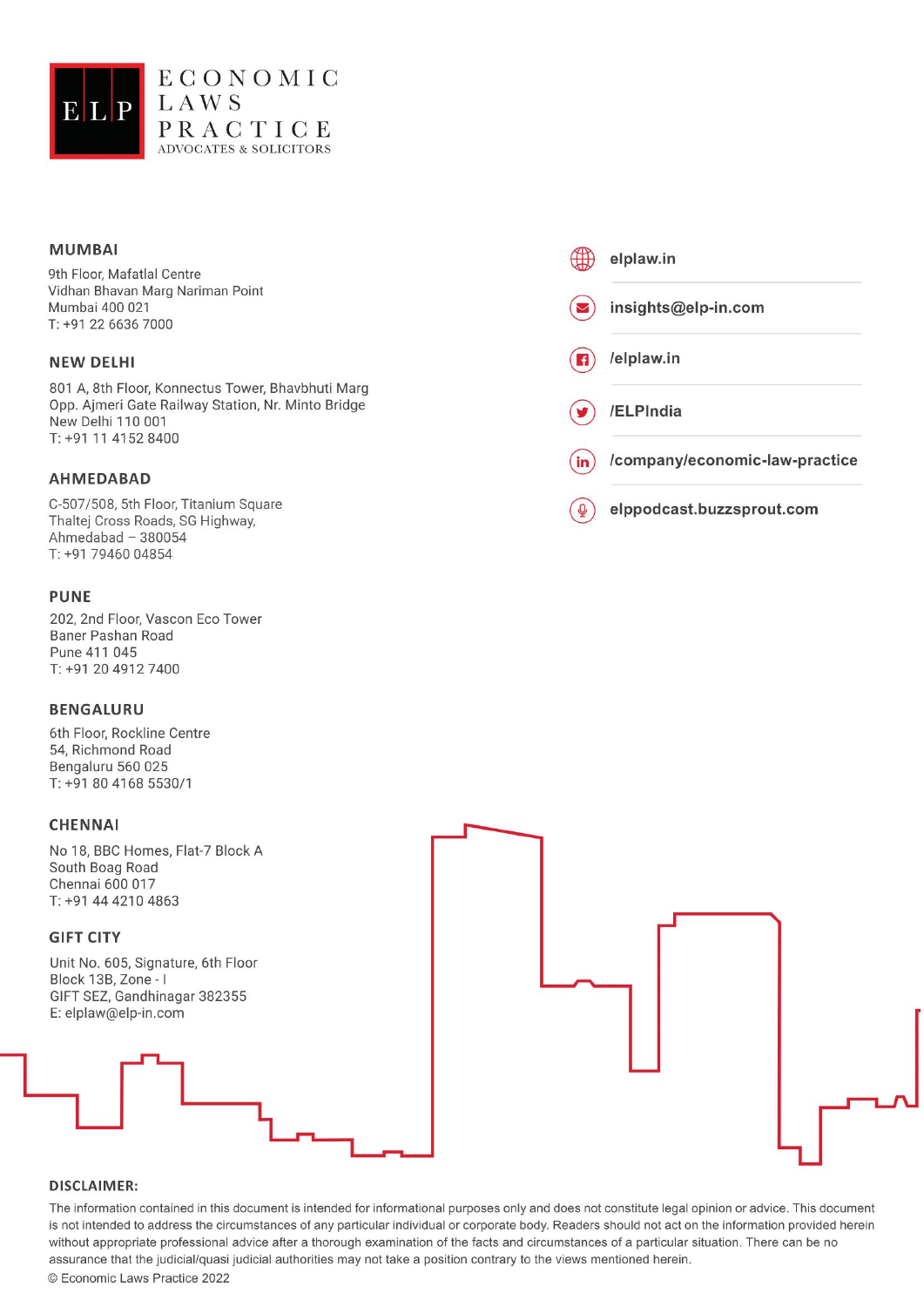# ECONOMIC LAWS PRACTICE

ADVOCATES & SOLICITORS

## MUMBAI

9th Floor, Mafatlal Centre
Vidhan Bhavan Marg Nariman Point
Mumbai 400 021
T: +91 22 6636 7000

## NEW DELHI

801 A, 8th Floor, Konnectus Tower, Bhavbhuti Marg
Opp. Ajmeri Gate Railway Station, Nr. Minto Bridge
New Delhi 110 001
T: +91 11 4152 8400

## AHMEDABAD

C-507/508, 5th Floor, Titanium Square
Thaltej Cross Roads, SG Highway,
Ahmedabad – 380054
T: +91 79460 04854

## PUNE

202, 2nd Floor, Vascon Eco Tower
Baner Pashan Road
Pune 411 045
T: +91 20 4912 7400

## BENGALURU

6th Floor, Rockline Centre
54, Richmond Road
Bengaluru 560 025
T: +91 80 4168 5530/1

## CHENNAI

No 18, BBC Homes, Flat-7 Block A
South Boag Road
Chennai 600 017
T: +91 44 4210 4863

## GIFT CITY

Unit No. 605, Signature, 6th Floor
Block 13B, Zone - I
GIFT SEZ, Gandhinagar 382355
E: elplaw@elp-in.com

**elplaw.in**

**insights@elp-in.com**

**/elplaw.in**

**/ELPIndia**

**/company/economic-law-practice**

**elppodcast.buzzsprout.com**

**DISCLAIMER:**

The information contained in this document is intended for informational purposes only and does not constitute legal opinion or advice. This document is not intended to address the circumstances of any particular individual or corporate body. Readers should not act on the information provided herein without appropriate professional advice after a thorough examination of the facts and circumstances of a particular situation. There can be no assurance that the judicial/quasi judicial authorities may not take a position contrary to the views mentioned herein.

© Economic Laws Practice 2022